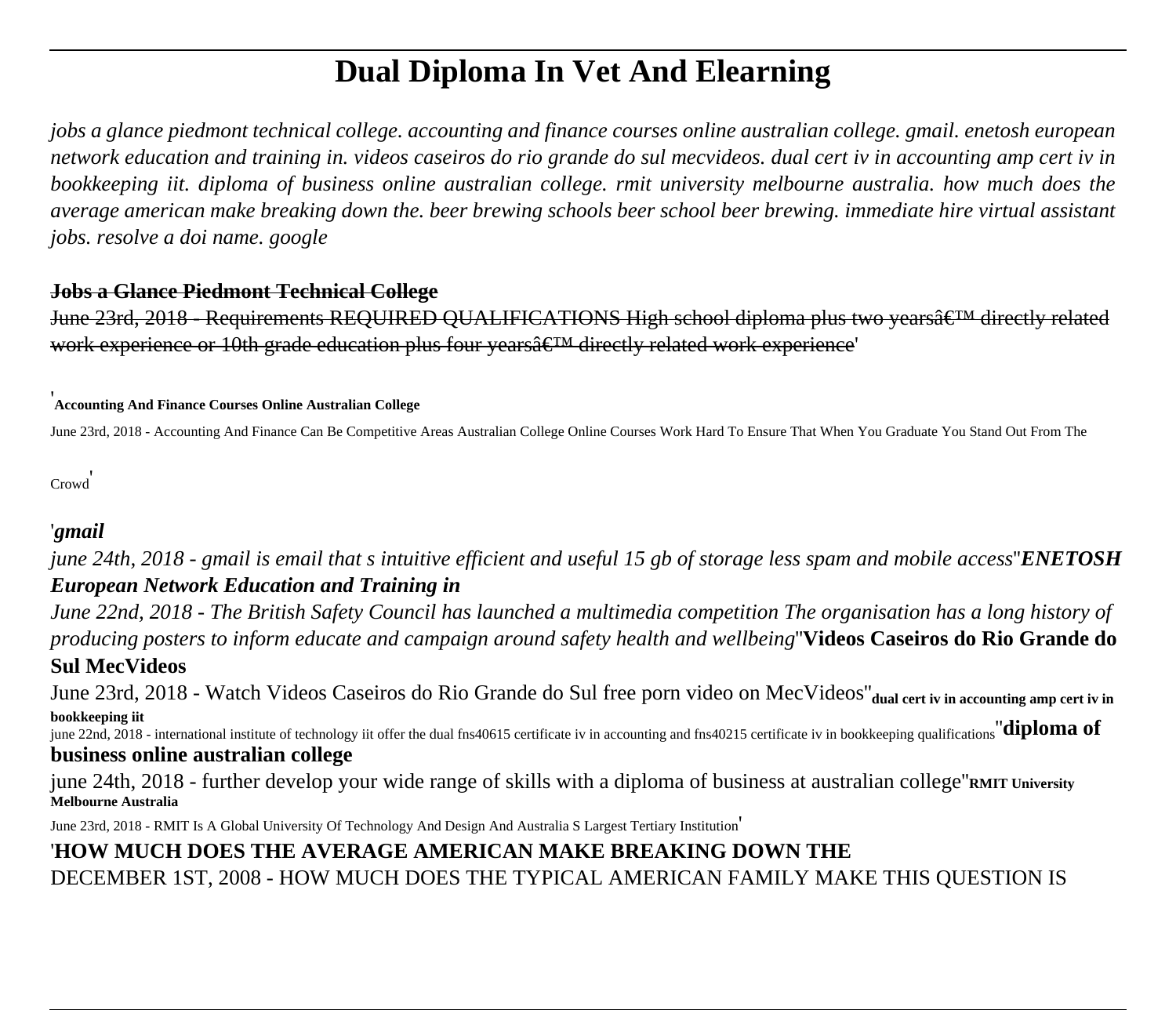# Dual Diploma In Vet And Elearning

*jobs a glance piedmont technical college. accounting and finance courses online australian college. gmail. enetosh european network education and training in. videos caseiros do rio grande do sul mecvideos. dual cert iv in accounting amp cert iv in bookkeeping iit. diploma of business online australian college. rmit university melbourne australia. how much does the average american make breaking down the. beer brewing schools beer school beer brewing. immediate hire virtual assistant jobs. resolve a doi name. google*

**~~Jobs a Glance Piedmont Technical College~~**

~~June 23rd, 2018 - Requirements REQUIRED QUALIFICATIONS High school diploma plus two yearsâ€™ directly related work experience or 10th grade education plus four yearsâ€™ directly related work experience~~'

'**Accounting And Finance Courses Online Australian College**

June 23rd, 2018 - Accounting And Finance Can Be Competitive Areas Australian College Online Courses Work Hard To Ensure That When You Graduate You Stand Out From The Crowd'

'***gmail***

*june 24th, 2018 - gmail is email that s intuitive efficient and useful 15 gb of storage less spam and mobile access*''***ENETOSH European Network Education and Training in***

*June 22nd, 2018 - The British Safety Council has launched a multimedia competition The organisation has a long history of producing posters to inform educate and campaign around safety health and wellbeing*''**Videos Caseiros do Rio Grande do Sul MecVideos**

June 23rd, 2018 - Watch Videos Caseiros do Rio Grande do Sul free porn video on MecVideos''**dual cert iv in accounting amp cert iv in bookkeeping iit**

june 22nd, 2018 - international institute of technology iit offer the dual fns40615 certificate iv in accounting and fns40215 certificate iv in bookkeeping qualifications''**diploma of business online australian college**

june 24th, 2018 - further develop your wide range of skills with a diploma of business at australian college''**RMIT University Melbourne Australia**

June 23rd, 2018 - RMIT Is A Global University Of Technology And Design And Australia S Largest Tertiary Institution'

'**HOW MUCH DOES THE AVERAGE AMERICAN MAKE BREAKING DOWN THE**

DECEMBER 1ST, 2008 - HOW MUCH DOES THE TYPICAL AMERICAN FAMILY MAKE THIS QUESTION IS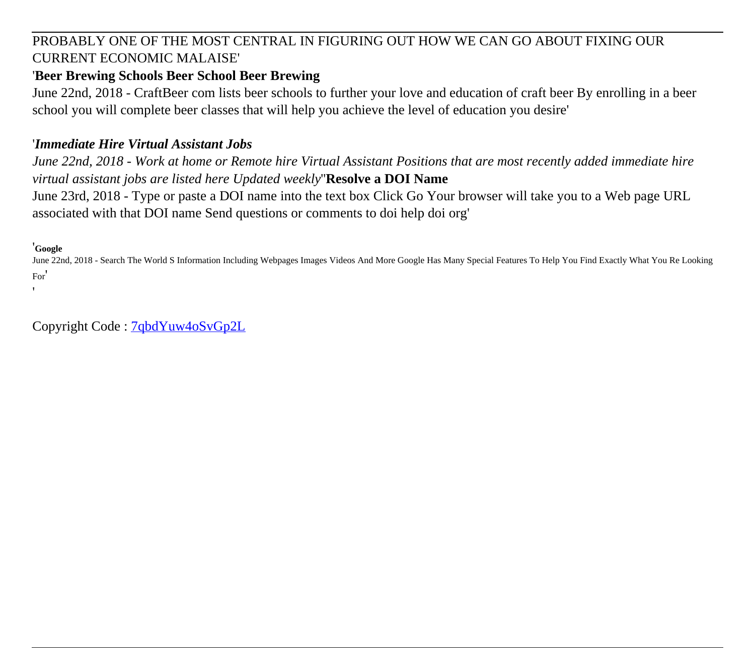PROBABLY ONE OF THE MOST CENTRAL IN FIGURING OUT HOW WE CAN GO ABOUT FIXING OUR CURRENT ECONOMIC MALAISE'

'**Beer Brewing Schools Beer School Beer Brewing**

June 22nd, 2018 - CraftBeer com lists beer schools to further your love and education of craft beer By enrolling in a beer school you will complete beer classes that will help you achieve the level of education you desire'

'***Immediate Hire Virtual Assistant Jobs***

*June 22nd, 2018 - Work at home or Remote hire Virtual Assistant Positions that are most recently added immediate hire virtual assistant jobs are listed here Updated weekly*''**Resolve a DOI Name**

June 23rd, 2018 - Type or paste a DOI name into the text box Click Go Your browser will take you to a Web page URL associated with that DOI name Send questions or comments to doi help doi org'

'**Google**

June 22nd, 2018 - Search The World S Information Including Webpages Images Videos And More Google Has Many Special Features To Help You Find Exactly What You Re Looking For'

'

Copyright Code : 7qbdYuw4oSvGp2L